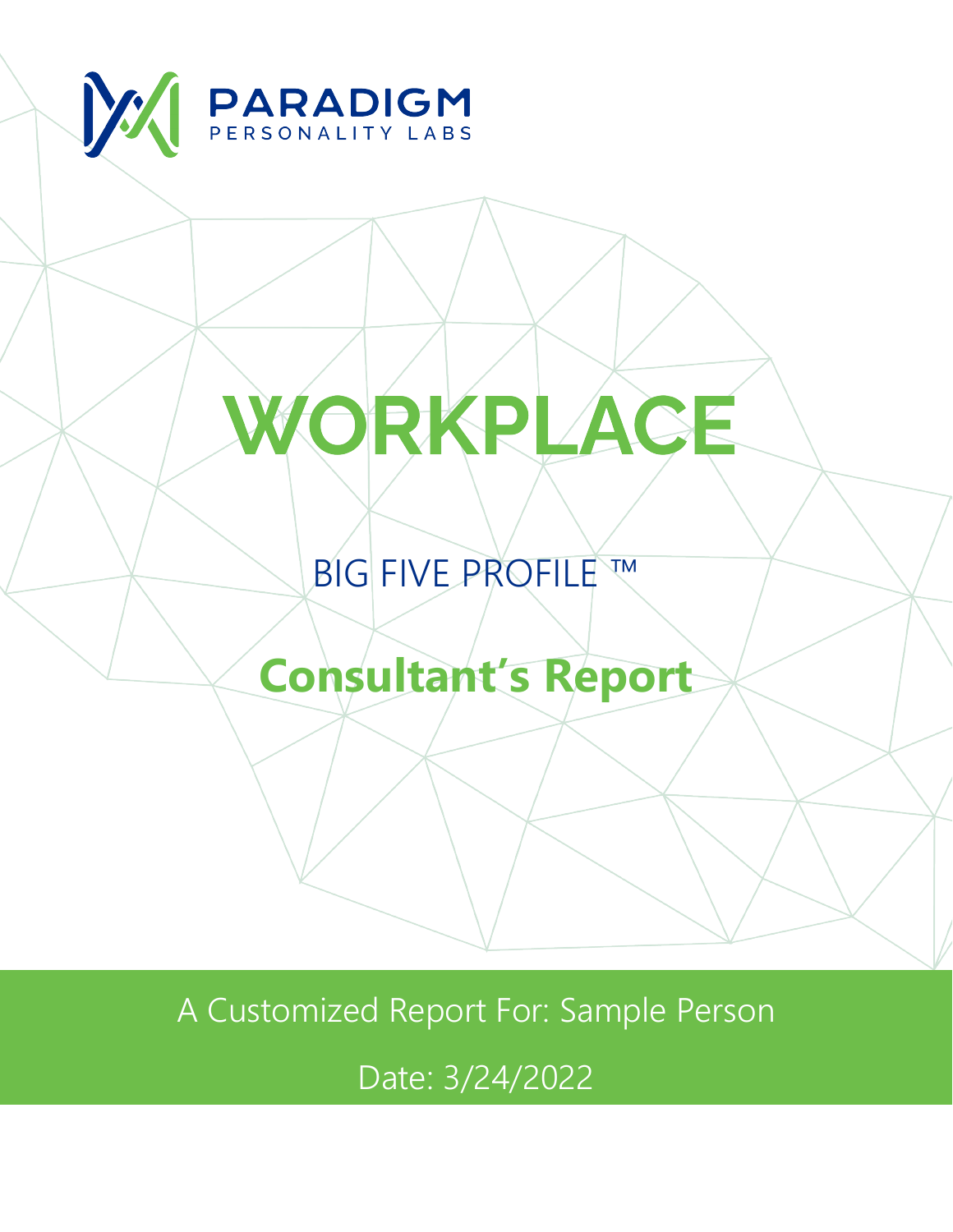PARADIGM

PERSONALITY LABS

# WORKPLACE

## BIG FIVE PROFILE ™

## Consultant's Report

A Customized Report For: Sample Person

Date: 3/24/2022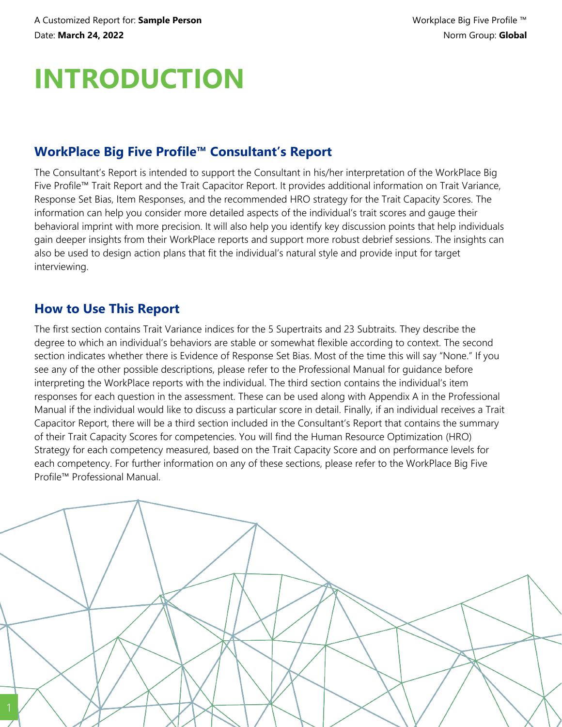# INTRODUCTION

## WorkPlace Big Five Profile™ Consultant's Report

The Consultant's Report is intended to support the Consultant in his/her interpretation of the WorkPlace Big Five Profile™ Trait Report and the Trait Capacitor Report. It provides additional information on Trait Variance, Response Set Bias, Item Responses, and the recommended HRO strategy for the Trait Capacity Scores. The information can help you consider more detailed aspects of the individual's trait scores and gauge their behavioral imprint with more precision. It will also help you identify key discussion points that help individuals gain deeper insights from their WorkPlace reports and support more robust debrief sessions. The insights can also be used to design action plans that fit the individual's natural style and provide input for target interviewing.

## How to Use This Report

The first section contains Trait Variance indices for the 5 Supertraits and 23 Subtraits. They describe the degree to which an individual's behaviors are stable or somewhat flexible according to context. The second section indicates whether there is Evidence of Response Set Bias. Most of the time this will say "None." If you see any of the other possible descriptions, please refer to the Professional Manual for guidance before interpreting the WorkPlace reports with the individual. The third section contains the individual's item responses for each question in the assessment. These can be used along with Appendix A in the Professional Manual if the individual would like to discuss a particular score in detail. Finally, if an individual receives a Trait Capacitor Report, there will be a third section included in the Consultant's Report that contains the summary of their Trait Capacity Scores for competencies. You will find the Human Resource Optimization (HRO) Strategy for each competency measured, based on the Trait Capacity Score and on performance levels for each competency. For further information on any of these sections, please refer to the WorkPlace Big Five Profile™ Professional Manual.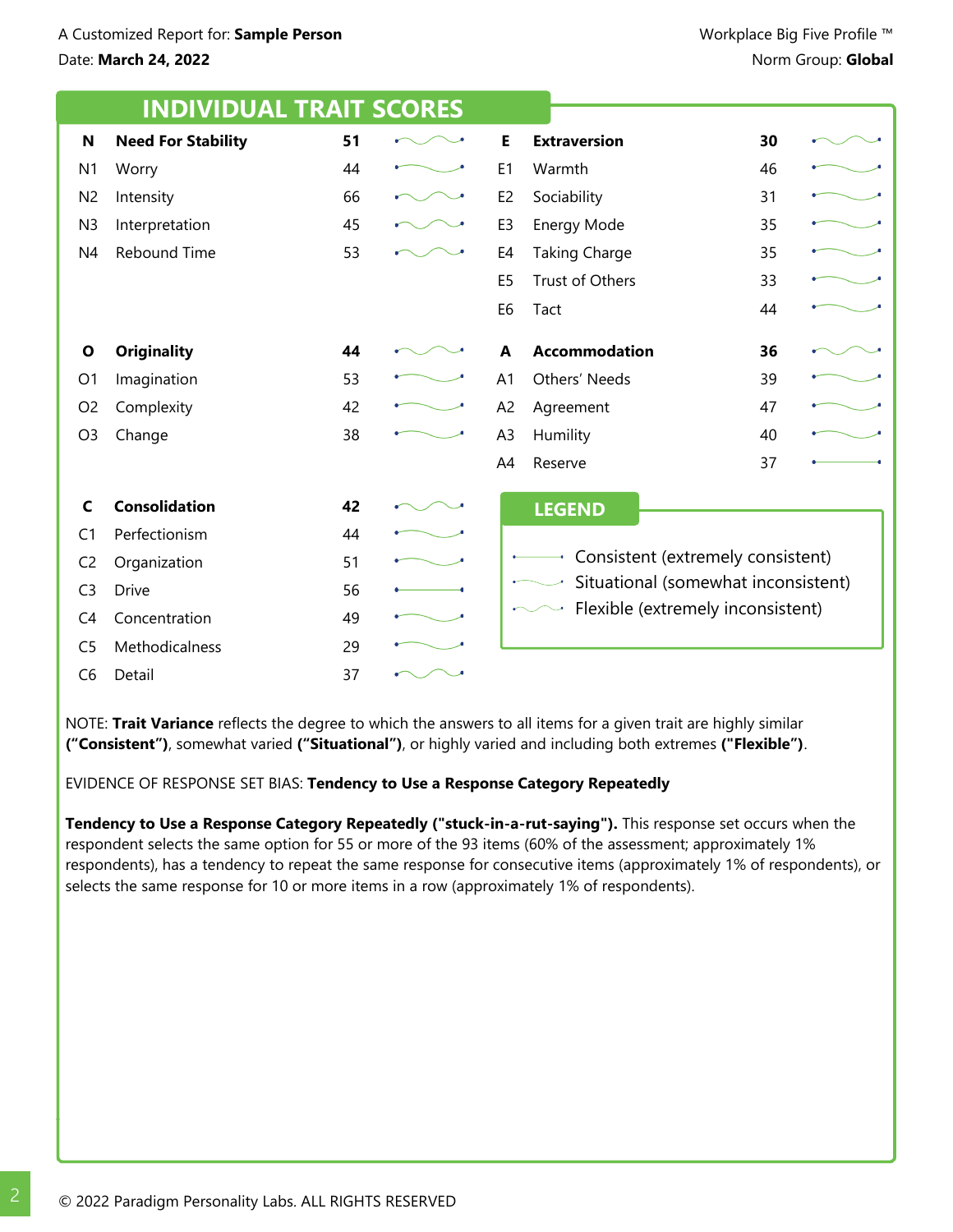## INDIVIDUAL TRAIT SCORES

| | Trait | Score | Variance |
|---|---|---|---|
| **N** | **Need For Stability** | **51** | Flexible |
| N1 | Worry | 44 | Situational |
| N2 | Intensity | 66 | Flexible |
| N3 | Interpretation | 45 | Flexible |
| N4 | Rebound Time | 53 | Flexible |
| **E** | **Extraversion** | **30** | Flexible |
| E1 | Warmth | 46 | Situational |
| E2 | Sociability | 31 | Situational |
| E3 | Energy Mode | 35 | Situational |
| E4 | Taking Charge | 35 | Situational |
| E5 | Trust of Others | 33 | Situational |
| E6 | Tact | 44 | Situational |
| **O** | **Originality** | **44** | Flexible |
| O1 | Imagination | 53 | Situational |
| O2 | Complexity | 42 | Situational |
| O3 | Change | 38 | Situational |
| **A** | **Accommodation** | **36** | Flexible |
| A1 | Others' Needs | 39 | Situational |
| A2 | Agreement | 47 | Situational |
| A3 | Humility | 40 | Situational |
| A4 | Reserve | 37 | Consistent |
| **C** | **Consolidation** | **42** | Flexible |
| C1 | Perfectionism | 44 | Situational |
| C2 | Organization | 51 | Situational |
| C3 | Drive | 56 | Consistent |
| C4 | Concentration | 49 | Situational |
| C5 | Methodicalness | 29 | Situational |
| C6 | Detail | 37 | Flexible |

### LEGEND

- Consistent (extremely consistent)
- Situational (somewhat inconsistent)
- Flexible (extremely inconsistent)

NOTE: **Trait Variance** reflects the degree to which the answers to all items for a given trait are highly similar **("Consistent")**, somewhat varied **("Situational")**, or highly varied and including both extremes **("Flexible")**.

EVIDENCE OF RESPONSE SET BIAS: **Tendency to Use a Response Category Repeatedly**

**Tendency to Use a Response Category Repeatedly ("stuck-in-a-rut-saying").** This response set occurs when the respondent selects the same option for 55 or more of the 93 items (60% of the assessment; approximately 1% respondents), has a tendency to repeat the same response for consecutive items (approximately 1% of respondents), or selects the same response for 10 or more items in a row (approximately 1% of respondents).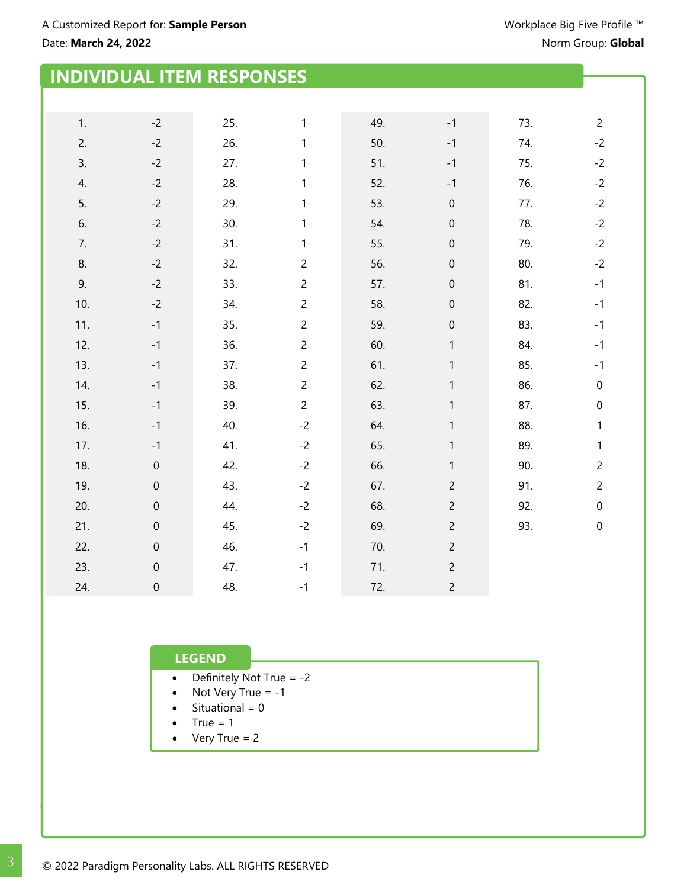## INDIVIDUAL ITEM RESPONSES

| | | | | | | | |
|---|---|---|---|---|---|---|---|
| 1. | -2 | 25. | 1 | 49. | -1 | 73. | 2 |
| 2. | -2 | 26. | 1 | 50. | -1 | 74. | -2 |
| 3. | -2 | 27. | 1 | 51. | -1 | 75. | -2 |
| 4. | -2 | 28. | 1 | 52. | -1 | 76. | -2 |
| 5. | -2 | 29. | 1 | 53. | 0 | 77. | -2 |
| 6. | -2 | 30. | 1 | 54. | 0 | 78. | -2 |
| 7. | -2 | 31. | 1 | 55. | 0 | 79. | -2 |
| 8. | -2 | 32. | 2 | 56. | 0 | 80. | -2 |
| 9. | -2 | 33. | 2 | 57. | 0 | 81. | -1 |
| 10. | -2 | 34. | 2 | 58. | 0 | 82. | -1 |
| 11. | -1 | 35. | 2 | 59. | 0 | 83. | -1 |
| 12. | -1 | 36. | 2 | 60. | 1 | 84. | -1 |
| 13. | -1 | 37. | 2 | 61. | 1 | 85. | -1 |
| 14. | -1 | 38. | 2 | 62. | 1 | 86. | 0 |
| 15. | -1 | 39. | 2 | 63. | 1 | 87. | 0 |
| 16. | -1 | 40. | -2 | 64. | 1 | 88. | 1 |
| 17. | -1 | 41. | -2 | 65. | 1 | 89. | 1 |
| 18. | 0 | 42. | -2 | 66. | 1 | 90. | 2 |
| 19. | 0 | 43. | -2 | 67. | 2 | 91. | 2 |
| 20. | 0 | 44. | -2 | 68. | 2 | 92. | 0 |
| 21. | 0 | 45. | -2 | 69. | 2 | 93. | 0 |
| 22. | 0 | 46. | -1 | 70. | 2 | | |
| 23. | 0 | 47. | -1 | 71. | 2 | | |
| 24. | 0 | 48. | -1 | 72. | 2 | | |

### LEGEND

- Definitely Not True = -2
- Not Very True = -1
- Situational = 0
- True = 1
- Very True = 2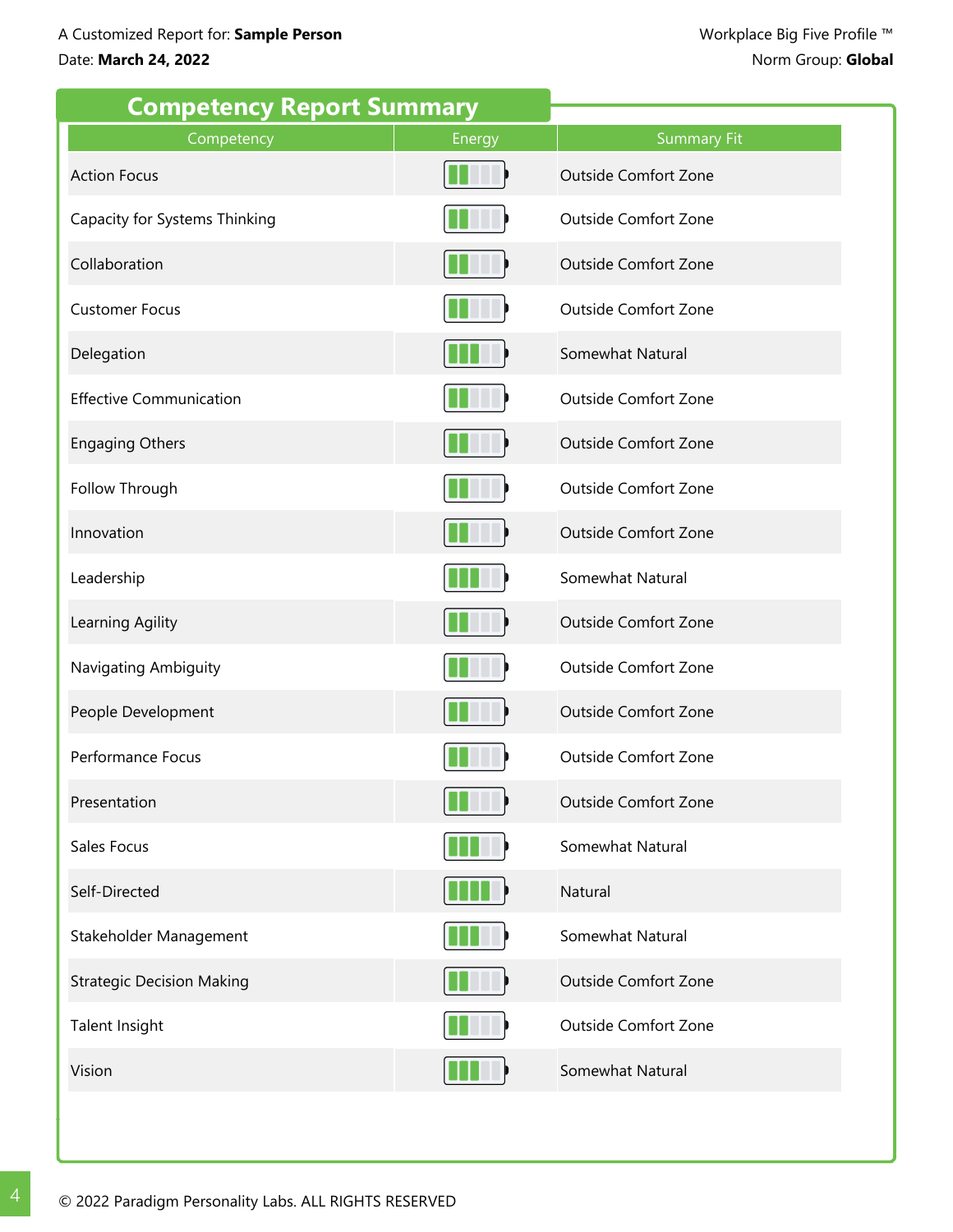## Competency Report Summary

| Competency | Energy | Summary Fit |
|---|---|---|
| Action Focus | | Outside Comfort Zone |
| Capacity for Systems Thinking | | Outside Comfort Zone |
| Collaboration | | Outside Comfort Zone |
| Customer Focus | | Outside Comfort Zone |
| Delegation | | Somewhat Natural |
| Effective Communication | | Outside Comfort Zone |
| Engaging Others | | Outside Comfort Zone |
| Follow Through | | Outside Comfort Zone |
| Innovation | | Outside Comfort Zone |
| Leadership | | Somewhat Natural |
| Learning Agility | | Outside Comfort Zone |
| Navigating Ambiguity | | Outside Comfort Zone |
| People Development | | Outside Comfort Zone |
| Performance Focus | | Outside Comfort Zone |
| Presentation | | Outside Comfort Zone |
| Sales Focus | | Somewhat Natural |
| Self-Directed | | Natural |
| Stakeholder Management | | Somewhat Natural |
| Strategic Decision Making | | Outside Comfort Zone |
| Talent Insight | | Outside Comfort Zone |
| Vision | | Somewhat Natural |